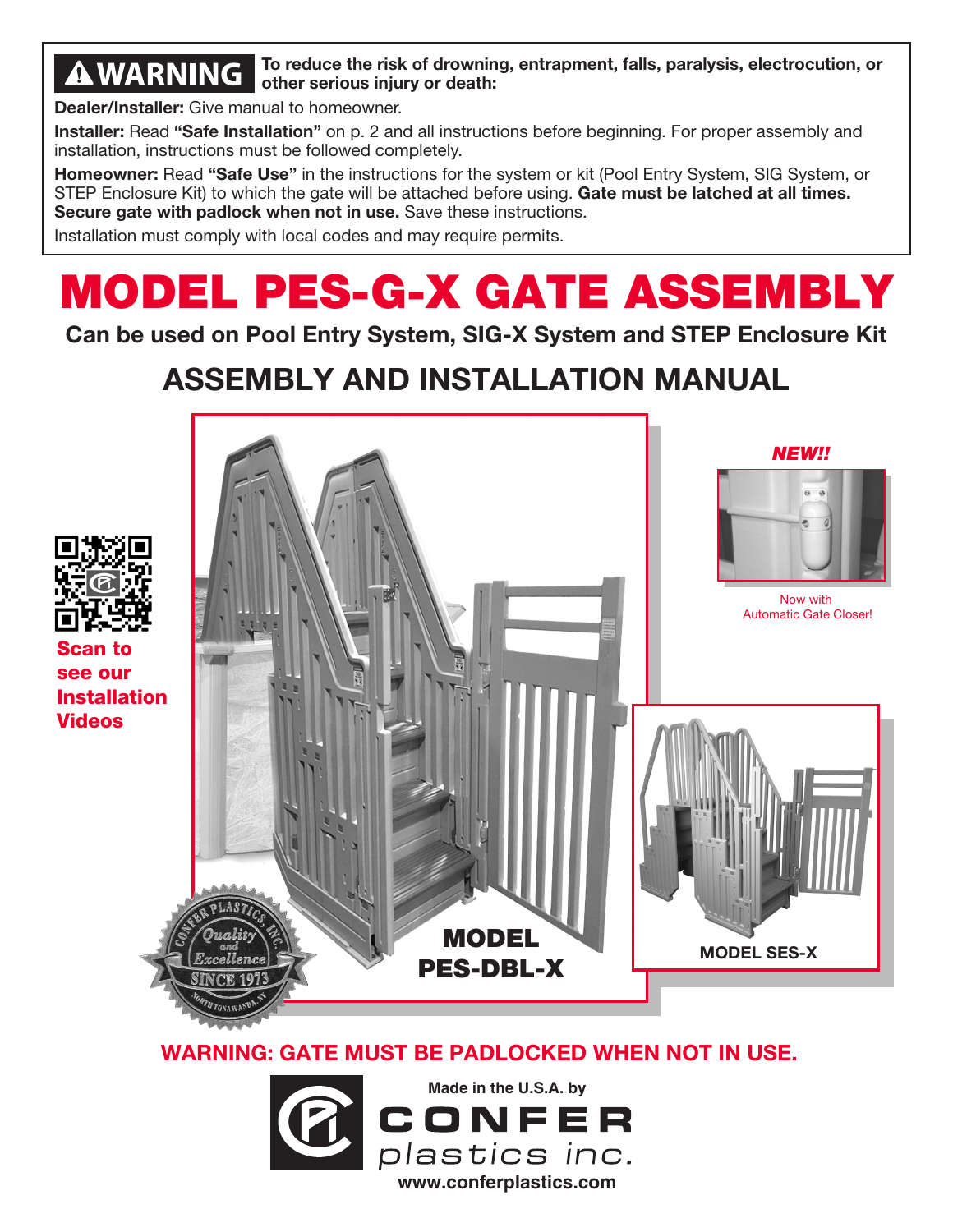**⚠WARNING** **To reduce the risk of drowning, entrapment, falls, paralysis, electrocution, or other serious injury or death:**

**Dealer/Installer:** Give manual to homeowner.

**Installer:** Read **"Safe Installation"** on p. 2 and all instructions before beginning. For proper assembly and installation, instructions must be followed completely.

**Homeowner:** Read **"Safe Use"** in the instructions for the system or kit (Pool Entry System, SIG System, or STEP Enclosure Kit) to which the gate will be attached before using. **Gate must be latched at all times. Secure gate with padlock when not in use.** Save these instructions.

Installation must comply with local codes and may require permits.

# MODEL PES-G-X GATE ASSEMBLY

### Can be used on Pool Entry System, SIG-X System and STEP Enclosure Kit

## ASSEMBLY AND INSTALLATION MANUAL

**Scan to see our Installation Videos**

***NEW!!***

Now with Automatic Gate Closer!

**MODEL PES-DBL-X**

**MODEL SES-X**

**WARNING: GATE MUST BE PADLOCKED WHEN NOT IN USE.**

**Made in the U.S.A. by**

**CONFER plastics inc.**

**www.conferplastics.com**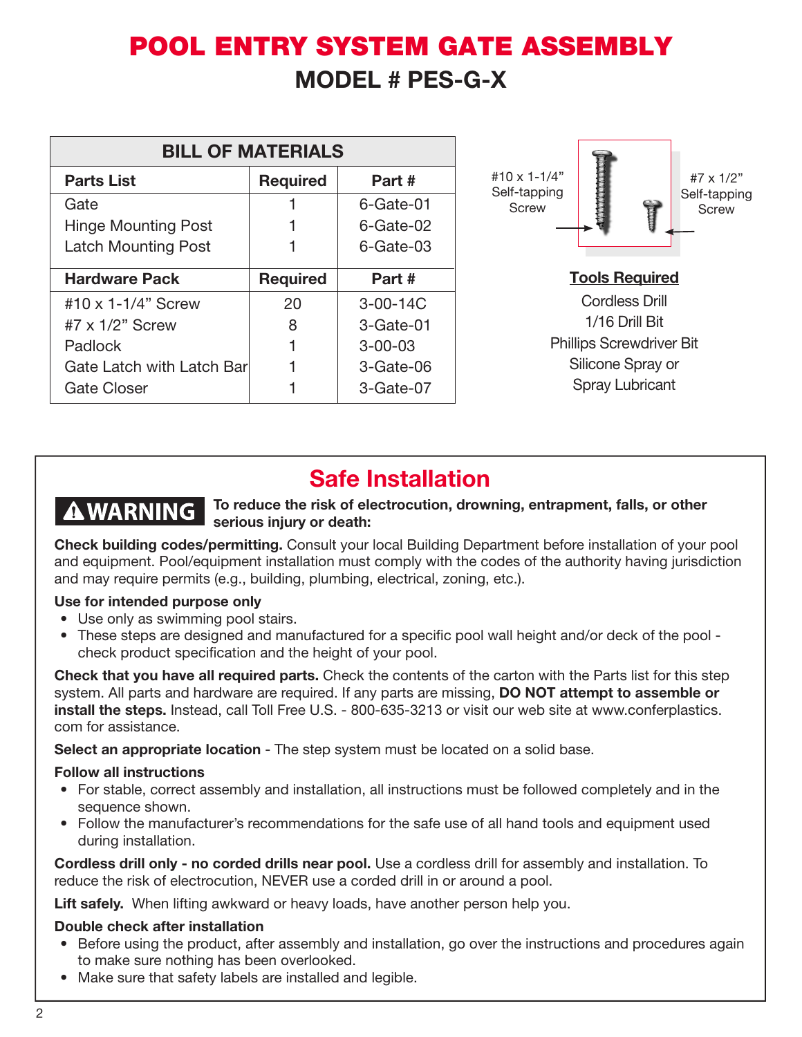# POOL ENTRY SYSTEM GATE ASSEMBLY

## MODEL # PES-G-X

| BILL OF MATERIALS | | |
|---|---|---|
| **Parts List** | **Required** | **Part #** |
| Gate | 1 | 6-Gate-01 |
| Hinge Mounting Post | 1 | 6-Gate-02 |
| Latch Mounting Post | 1 | 6-Gate-03 |
| **Hardware Pack** | **Required** | **Part #** |
| #10 x 1-1/4" Screw | 20 | 3-00-14C |
| #7 x 1/2" Screw | 8 | 3-Gate-01 |
| Padlock | 1 | 3-00-03 |
| Gate Latch with Latch Bar | 1 | 3-Gate-06 |
| Gate Closer | 1 | 3-Gate-07 |

#10 x 1-1/4" Self-tapping Screw

#7 x 1/2" Self-tapping Screw

**Tools Required**

Cordless Drill

1/16 Drill Bit

Phillips Screwdriver Bit

Silicone Spray or Spray Lubricant

## Safe Installation

**⚠ WARNING** **To reduce the risk of electrocution, drowning, entrapment, falls, or other serious injury or death:**

**Check building codes/permitting.** Consult your local Building Department before installation of your pool and equipment. Pool/equipment installation must comply with the codes of the authority having jurisdiction and may require permits (e.g., building, plumbing, electrical, zoning, etc.).

**Use for intended purpose only**

- Use only as swimming pool stairs.
- These steps are designed and manufactured for a specific pool wall height and/or deck of the pool - check product specification and the height of your pool.

**Check that you have all required parts.** Check the contents of the carton with the Parts list for this step system. All parts and hardware are required. If any parts are missing, **DO NOT attempt to assemble or install the steps.** Instead, call Toll Free U.S. - 800-635-3213 or visit our web site at www.conferplastics.com for assistance.

**Select an appropriate location** - The step system must be located on a solid base.

**Follow all instructions**

- For stable, correct assembly and installation, all instructions must be followed completely and in the sequence shown.
- Follow the manufacturer's recommendations for the safe use of all hand tools and equipment used during installation.

**Cordless drill only - no corded drills near pool.** Use a cordless drill for assembly and installation. To reduce the risk of electrocution, NEVER use a corded drill in or around a pool.

**Lift safely.** When lifting awkward or heavy loads, have another person help you.

**Double check after installation**

- Before using the product, after assembly and installation, go over the instructions and procedures again to make sure nothing has been overlooked.
- Make sure that safety labels are installed and legible.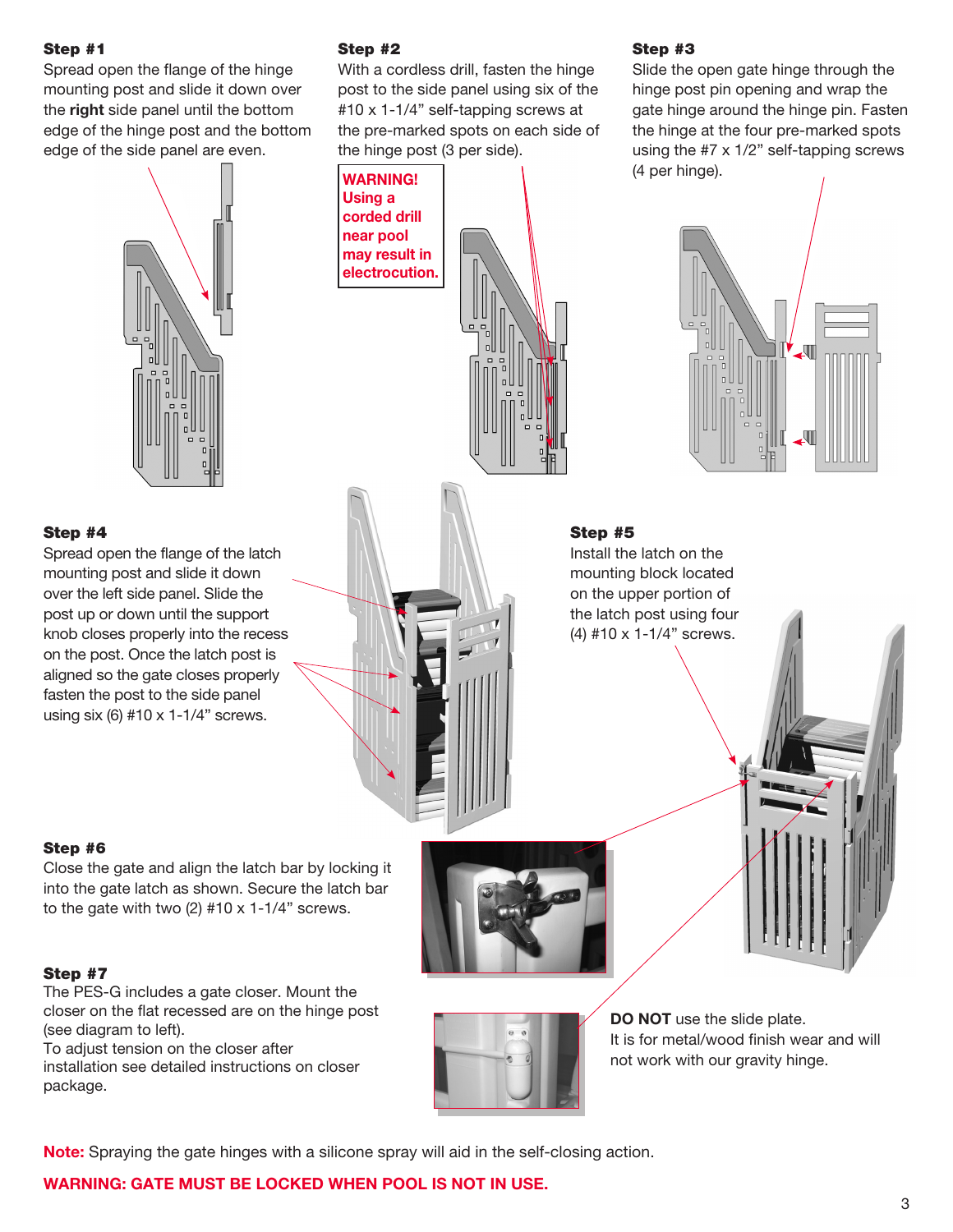### Step #1

Spread open the flange of the hinge mounting post and slide it down over the **right** side panel until the bottom edge of the hinge post and the bottom edge of the side panel are even.

### Step #2

With a cordless drill, fasten the hinge post to the side panel using six of the #10 x 1-1/4" self-tapping screws at the pre-marked spots on each side of the hinge post (3 per side).

**WARNING! Using a corded drill near pool may result in electrocution.**

### Step #3

Slide the open gate hinge through the hinge post pin opening and wrap the gate hinge around the hinge pin. Fasten the hinge at the four pre-marked spots using the #7 x 1/2" self-tapping screws (4 per hinge).

### Step #4

Spread open the flange of the latch mounting post and slide it down over the left side panel. Slide the post up or down until the support knob closes properly into the recess on the post. Once the latch post is aligned so the gate closes properly fasten the post to the side panel using six (6) #10 x 1-1/4" screws.

### Step #5

Install the latch on the mounting block located on the upper portion of the latch post using four (4) #10 x 1-1/4" screws.

### Step #6

Close the gate and align the latch bar by locking it into the gate latch as shown. Secure the latch bar to the gate with two (2) #10 x 1-1/4" screws.

### Step #7

The PES-G includes a gate closer. Mount the closer on the flat recessed are on the hinge post (see diagram to left).
To adjust tension on the closer after installation see detailed instructions on closer package.

**DO NOT** use the slide plate. It is for metal/wood finish wear and will not work with our gravity hinge.

**Note:** Spraying the gate hinges with a silicone spray will aid in the self-closing action.

**WARNING: GATE MUST BE LOCKED WHEN POOL IS NOT IN USE.**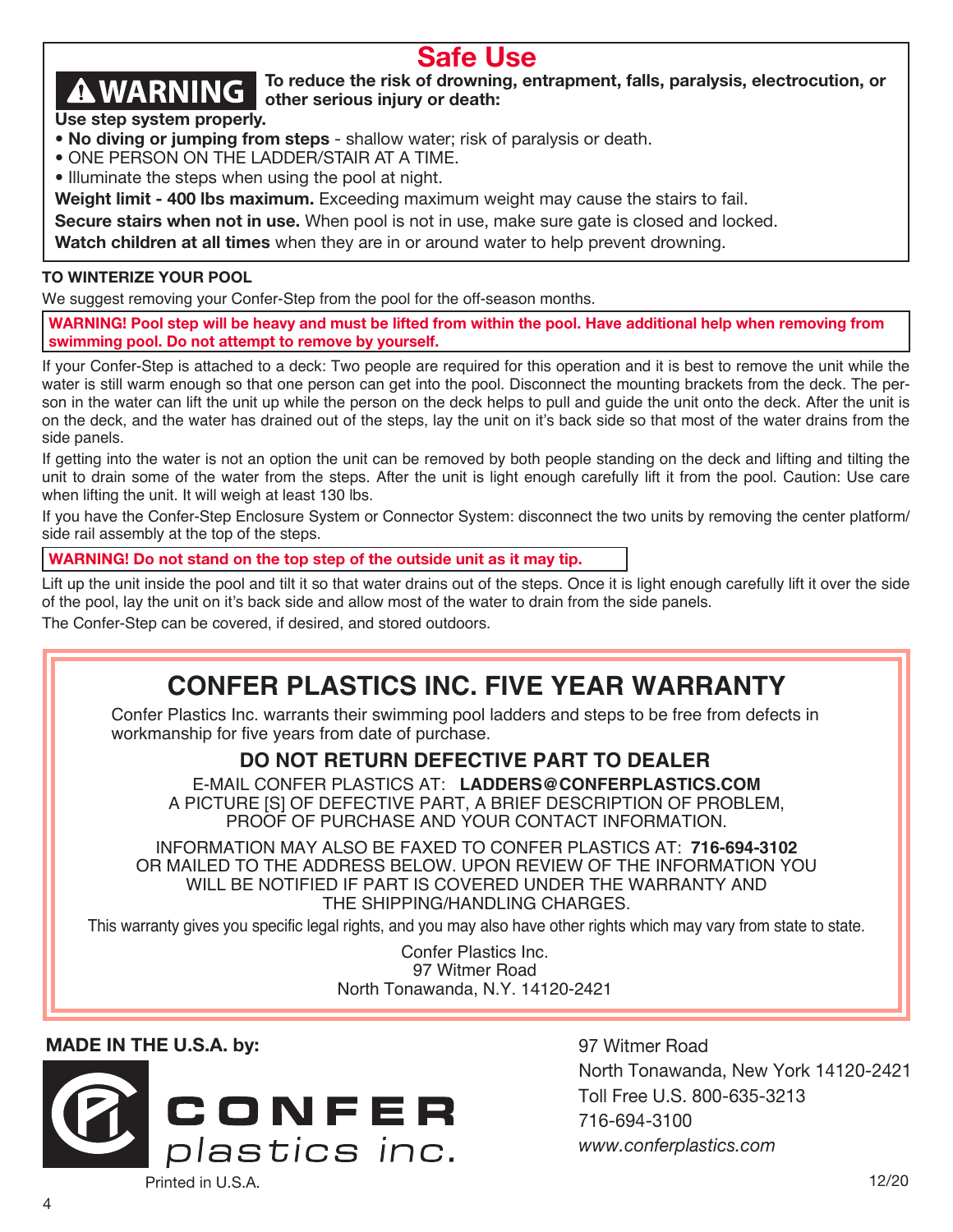## Safe Use

**⚠WARNING** **To reduce the risk of drowning, entrapment, falls, paralysis, electrocution, or other serious injury or death:**

**Use step system properly.**

- **No diving or jumping from steps** - shallow water; risk of paralysis or death.
- ONE PERSON ON THE LADDER/STAIR AT A TIME.
- Illuminate the steps when using the pool at night.

**Weight limit - 400 lbs maximum.** Exceeding maximum weight may cause the stairs to fail.

**Secure stairs when not in use.** When pool is not in use, make sure gate is closed and locked.

**Watch children at all times** when they are in or around water to help prevent drowning.

### TO WINTERIZE YOUR POOL

We suggest removing your Confer-Step from the pool for the off-season months.

**WARNING! Pool step will be heavy and must be lifted from within the pool. Have additional help when removing from swimming pool. Do not attempt to remove by yourself.**

If your Confer-Step is attached to a deck: Two people are required for this operation and it is best to remove the unit while the water is still warm enough so that one person can get into the pool. Disconnect the mounting brackets from the deck. The person in the water can lift the unit up while the person on the deck helps to pull and guide the unit onto the deck. After the unit is on the deck, and the water has drained out of the steps, lay the unit on it's back side so that most of the water drains from the side panels.

If getting into the water is not an option the unit can be removed by both people standing on the deck and lifting and tilting the unit to drain some of the water from the steps. After the unit is light enough carefully lift it from the pool. Caution: Use care when lifting the unit. It will weigh at least 130 lbs.

If you have the Confer-Step Enclosure System or Connector System: disconnect the two units by removing the center platform/side rail assembly at the top of the steps.

**WARNING! Do not stand on the top step of the outside unit as it may tip.**

Lift up the unit inside the pool and tilt it so that water drains out of the steps. Once it is light enough carefully lift it over the side of the pool, lay the unit on it's back side and allow most of the water to drain from the side panels.

The Confer-Step can be covered, if desired, and stored outdoors.

## CONFER PLASTICS INC. FIVE YEAR WARRANTY

Confer Plastics Inc. warrants their swimming pool ladders and steps to be free from defects in workmanship for five years from date of purchase.

### DO NOT RETURN DEFECTIVE PART TO DEALER

E-MAIL CONFER PLASTICS AT: **LADDERS@CONFERPLASTICS.COM**
A PICTURE [S] OF DEFECTIVE PART, A BRIEF DESCRIPTION OF PROBLEM, PROOF OF PURCHASE AND YOUR CONTACT INFORMATION.

INFORMATION MAY ALSO BE FAXED TO CONFER PLASTICS AT: **716-694-3102** OR MAILED TO THE ADDRESS BELOW. UPON REVIEW OF THE INFORMATION YOU WILL BE NOTIFIED IF PART IS COVERED UNDER THE WARRANTY AND THE SHIPPING/HANDLING CHARGES.

This warranty gives you specific legal rights, and you may also have other rights which may vary from state to state.

Confer Plastics Inc.
97 Witmer Road
North Tonawanda, N.Y. 14120-2421

**MADE IN THE U.S.A. by:**

CONFER plastics inc.

Printed in U.S.A.

97 Witmer Road
North Tonawanda, New York 14120-2421
Toll Free U.S. 800-635-3213
716-694-3100
*www.conferplastics.com*

12/20